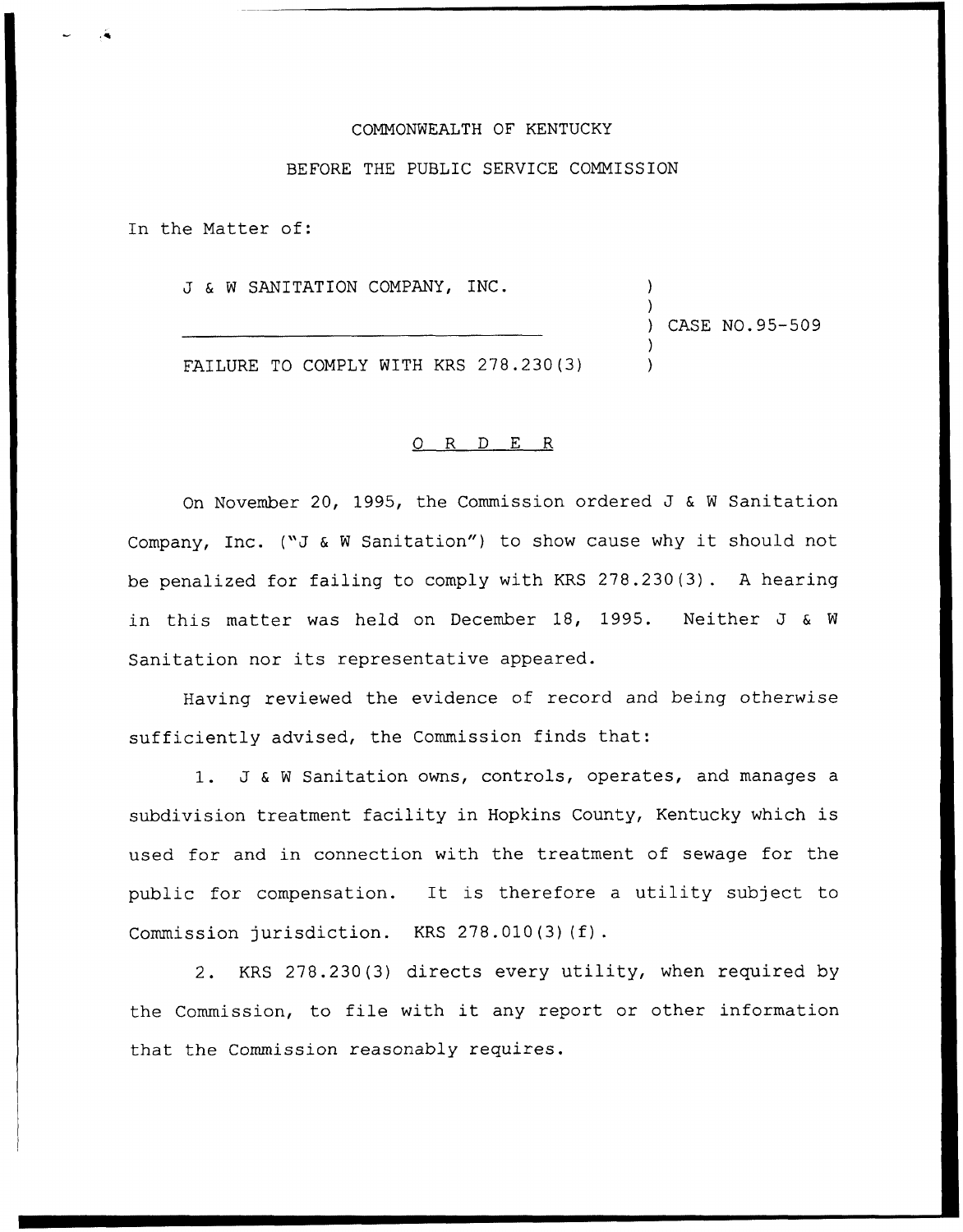COMMONWEALTH OF KENTUCKY

BEFORE THE PUBLIC SERVICE COMMISSION

In the Matter of:

J & W SANITATION COMPANY, INC.

FAILURE TO COMPLY WITH KRS 278.230(3)

CASE NO.95-509

O R D E R

On November 20, 1995, the Commission ordered J & W Sanitation Company, Inc. ("J & W Sanitation") to show cause why it should not be penalized for failing to comply with KRS 278.230(3). A hearing in this matter was held on December 18, 1995. Neither J & W Sanitation nor its representative appeared.

Having reviewed the evidence of record and being otherwise sufficiently advised, the Commission finds that:

1. J & W Sanitation owns, controls, operates, and manages a subdivision treatment facility in Hopkins County, Kentucky which is used for and in connection with the treatment of sewage for the public for compensation. It is therefore a utility subject to Commission jurisdiction. KRS 278.010(3)(f).

2. KRS 278.230(3) directs every utility, when required by the Commission, to file with it any report or other information that the Commission reasonably requires.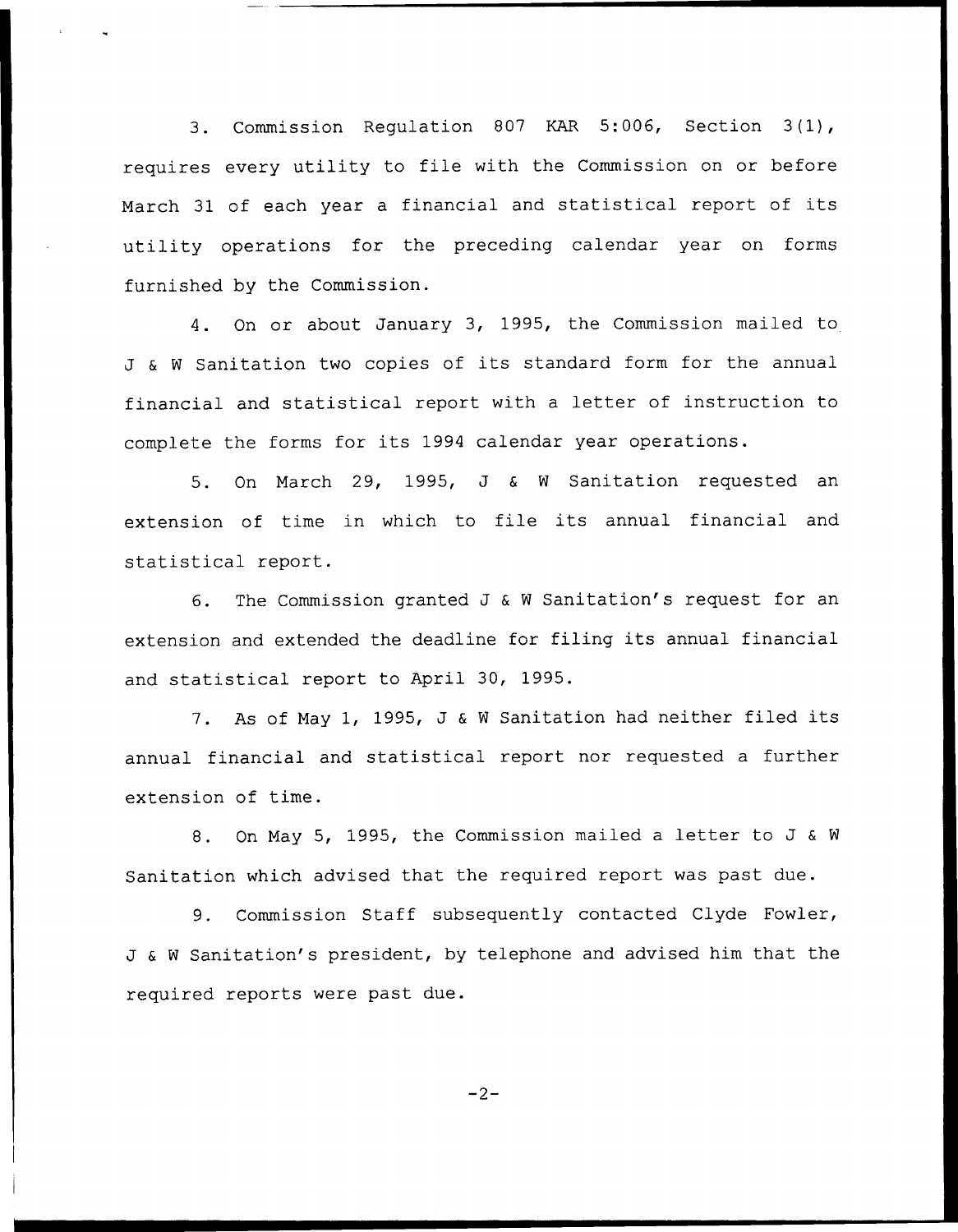3. Commission Regulation 807 KAR 5:006, Section 3(1), requires every utility to file with the Commission on or before March 31 of each year a financial and statistical report of its utility operations for the preceding calendar year on forms furnished by the Commission.

4. On or about January 3, 1995, the Commission mailed to J & W Sanitation two copies of its standard form for the annual financial and statistical report with a letter of instruction to complete the forms for its 1994 calendar year operations.

5. On March 29, 1995, J & W Sanitation requested an extension of time in which to file its annual financial and statistical report.

6. The Commission granted J & W Sanitation's request for an extension and extended the deadline for filing its annual financial and statistical report to April 30, 1995.

7. As of May 1, 1995, J & W Sanitation had neither filed its annual financial and statistical report nor requested a further extension of time.

8. On May 5, 1995, the Commission mailed a letter to J & W Sanitation which advised that the required report was past due.

9. Commission Staff subsequently contacted Clyde Fowler, J & W Sanitation's president, by telephone and advised him that the required reports were past due.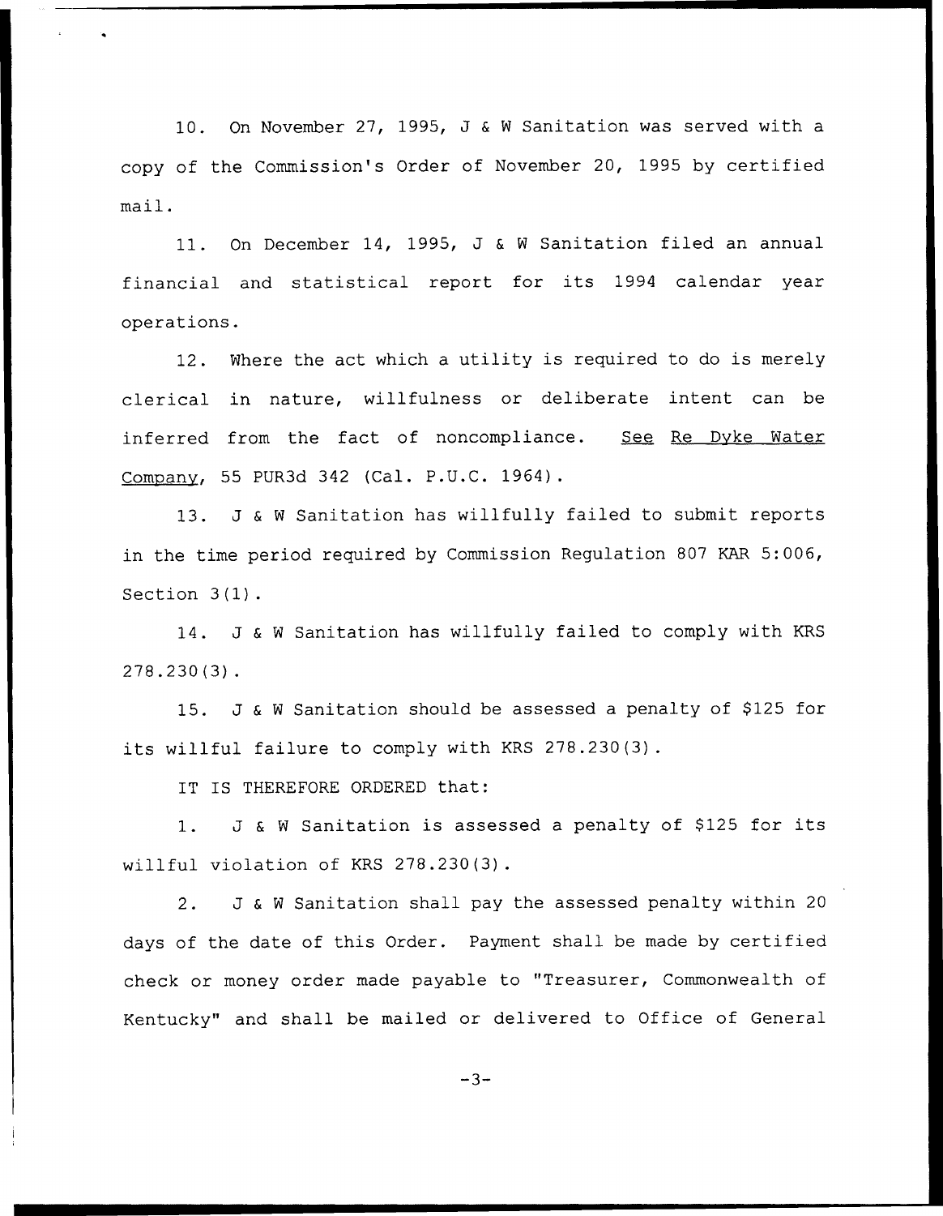10. On November 27, 1995, J & W Sanitation was served with a copy of the Commission's Order of November 20, 1995 by certified mail.

11. On December 14, 1995, J & W Sanitation filed an annual financial and statistical report for its 1994 calendar year operations.

12. Where the act which a utility is required to do is merely clerical in nature, willfulness or deliberate intent can be inferred from the fact of noncompliance. See Re Dyke Water Company, 55 PUR3d 342 (Cal. P.U.C. 1964).

13. J & W Sanitation has willfully failed to submit reports in the time period required by Commission Regulation 807 KAR 5:006, Section 3(1).

14. J & W Sanitation has willfully failed to comply with KRS 278.230(3).

15. J & W Sanitation should be assessed a penalty of $125 for its willful failure to comply with KRS 278.230(3).

IT IS THEREFORE ORDERED that:

1. J & W Sanitation is assessed a penalty of $125 for its willful violation of KRS 278.230(3).

2. J & W Sanitation shall pay the assessed penalty within 20 days of the date of this Order. Payment shall be made by certified check or money order made payable to "Treasurer, Commonwealth of Kentucky" and shall be mailed or delivered to Office of General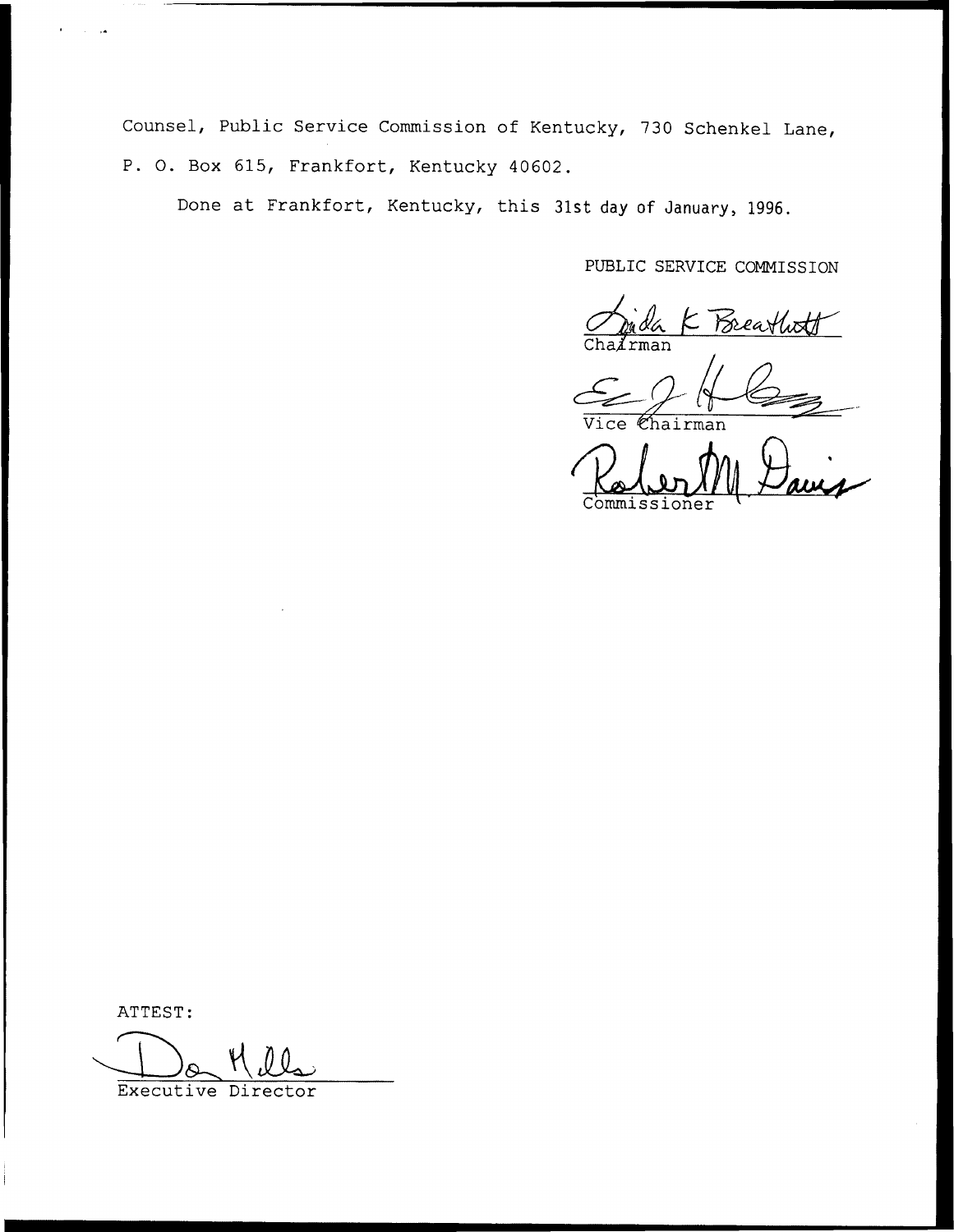Counsel, Public Service Commission of Kentucky, 730 Schenkel Lane, P. O. Box 615, Frankfort, Kentucky 40602.

Done at Frankfort, Kentucky, this 31st day of January, 1996.

PUBLIC SERVICE COMMISSION

Chairman

Vice Chairman

Commissioner

ATTEST:

Executive Director